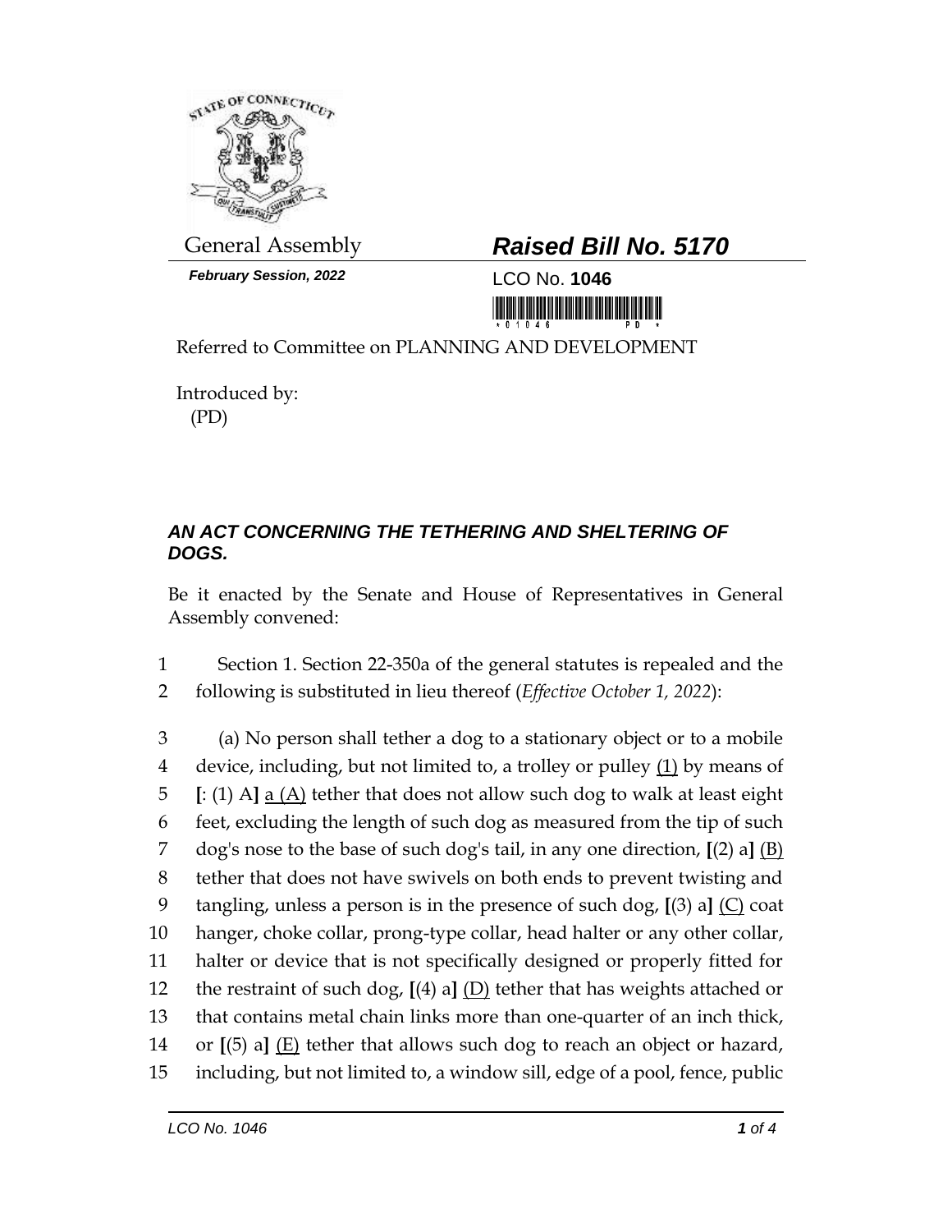General Assembly

**Raised Bill No. 5170**

***February Session, 2022***

LCO No. **1046**

Referred to Committee on PLANNING AND DEVELOPMENT

Introduced by:
(PD)

## *AN ACT CONCERNING THE TETHERING AND SHELTERING OF DOGS.*

Be it enacted by the Senate and House of Representatives in General Assembly convened:

1 Section 1. Section 22-350a of the general statutes is repealed and the
2 following is substituted in lieu thereof (*Effective October 1, 2022*):

3 (a) No person shall tether a dog to a stationary object or to a mobile
4 device, including, but not limited to, a trolley or pulley <u>(1)</u> by means of
5 **[**: (1) A**]** <u>a (A)</u> tether that does not allow such dog to walk at least eight
6 feet, excluding the length of such dog as measured from the tip of such
7 dog's nose to the base of such dog's tail, in any one direction, **[**(2) a**]** <u>(B)</u>
8 tether that does not have swivels on both ends to prevent twisting and
9 tangling, unless a person is in the presence of such dog, **[**(3) a**]** <u>(C)</u> coat
10 hanger, choke collar, prong-type collar, head halter or any other collar,
11 halter or device that is not specifically designed or properly fitted for
12 the restraint of such dog, **[**(4) a**]** <u>(D)</u> tether that has weights attached or
13 that contains metal chain links more than one-quarter of an inch thick,
14 or **[**(5) a**]** <u>(E)</u> tether that allows such dog to reach an object or hazard,
15 including, but not limited to, a window sill, edge of a pool, fence, public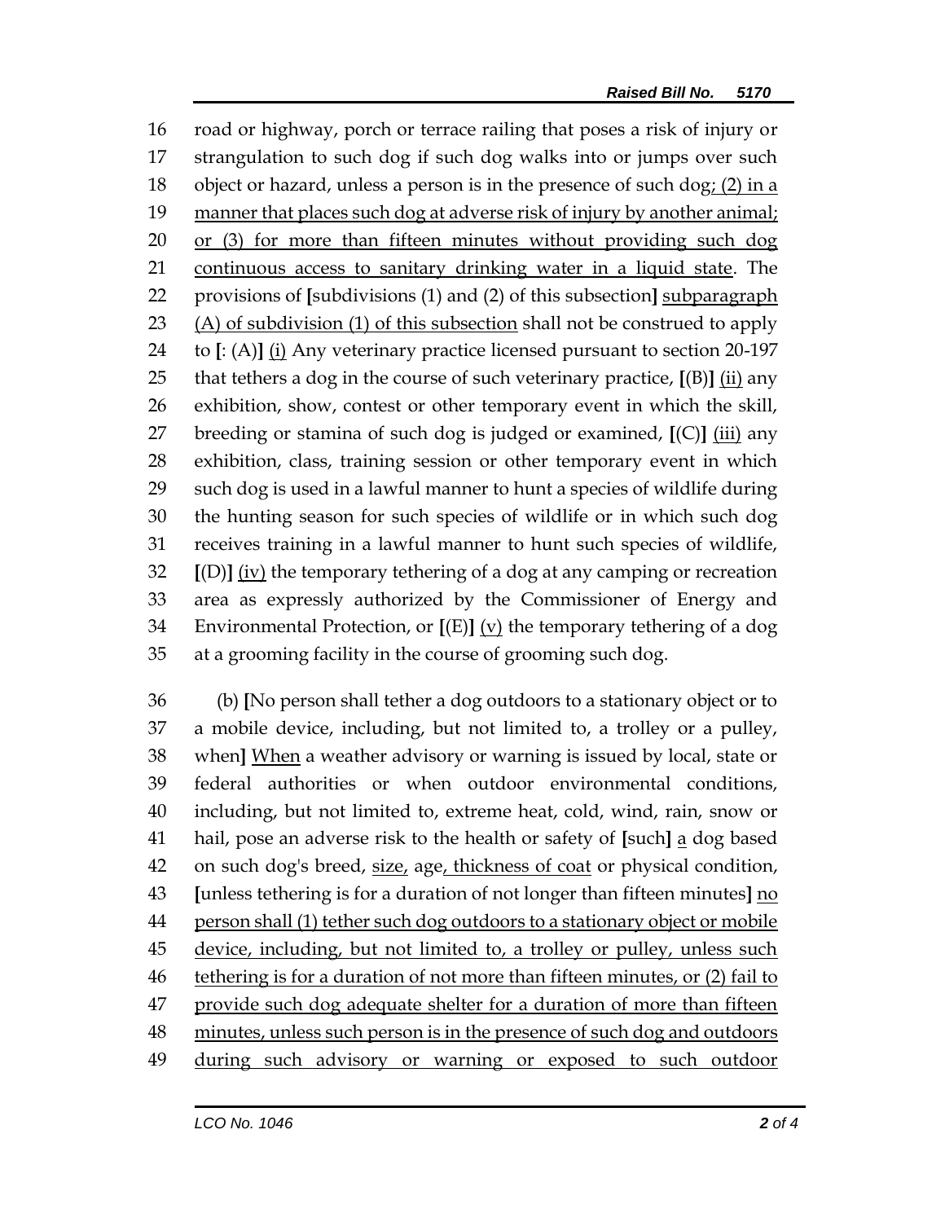road or highway, porch or terrace railing that poses a risk of injury or strangulation to such dog if such dog walks into or jumps over such object or hazard, unless a person is in the presence of such dog; (2) in a manner that places such dog at adverse risk of injury by another animal; or (3) for more than fifteen minutes without providing such dog continuous access to sanitary drinking water in a liquid state. The provisions of [subdivisions (1) and (2) of this subsection] subparagraph (A) of subdivision (1) of this subsection shall not be construed to apply to [: (A)] (i) Any veterinary practice licensed pursuant to section 20-197 that tethers a dog in the course of such veterinary practice, [(B)] (ii) any exhibition, show, contest or other temporary event in which the skill, breeding or stamina of such dog is judged or examined, [(C)] (iii) any exhibition, class, training session or other temporary event in which such dog is used in a lawful manner to hunt a species of wildlife during the hunting season for such species of wildlife or in which such dog receives training in a lawful manner to hunt such species of wildlife, [(D)] (iv) the temporary tethering of a dog at any camping or recreation area as expressly authorized by the Commissioner of Energy and Environmental Protection, or [(E)] (v) the temporary tethering of a dog at a grooming facility in the course of grooming such dog.

(b) [No person shall tether a dog outdoors to a stationary object or to a mobile device, including, but not limited to, a trolley or a pulley, when] When a weather advisory or warning is issued by local, state or federal authorities or when outdoor environmental conditions, including, but not limited to, extreme heat, cold, wind, rain, snow or hail, pose an adverse risk to the health or safety of [such] a dog based on such dog's breed, size, age, thickness of coat or physical condition, [unless tethering is for a duration of not longer than fifteen minutes] no person shall (1) tether such dog outdoors to a stationary object or mobile device, including, but not limited to, a trolley or pulley, unless such tethering is for a duration of not more than fifteen minutes, or (2) fail to provide such dog adequate shelter for a duration of more than fifteen minutes, unless such person is in the presence of such dog and outdoors during such advisory or warning or exposed to such outdoor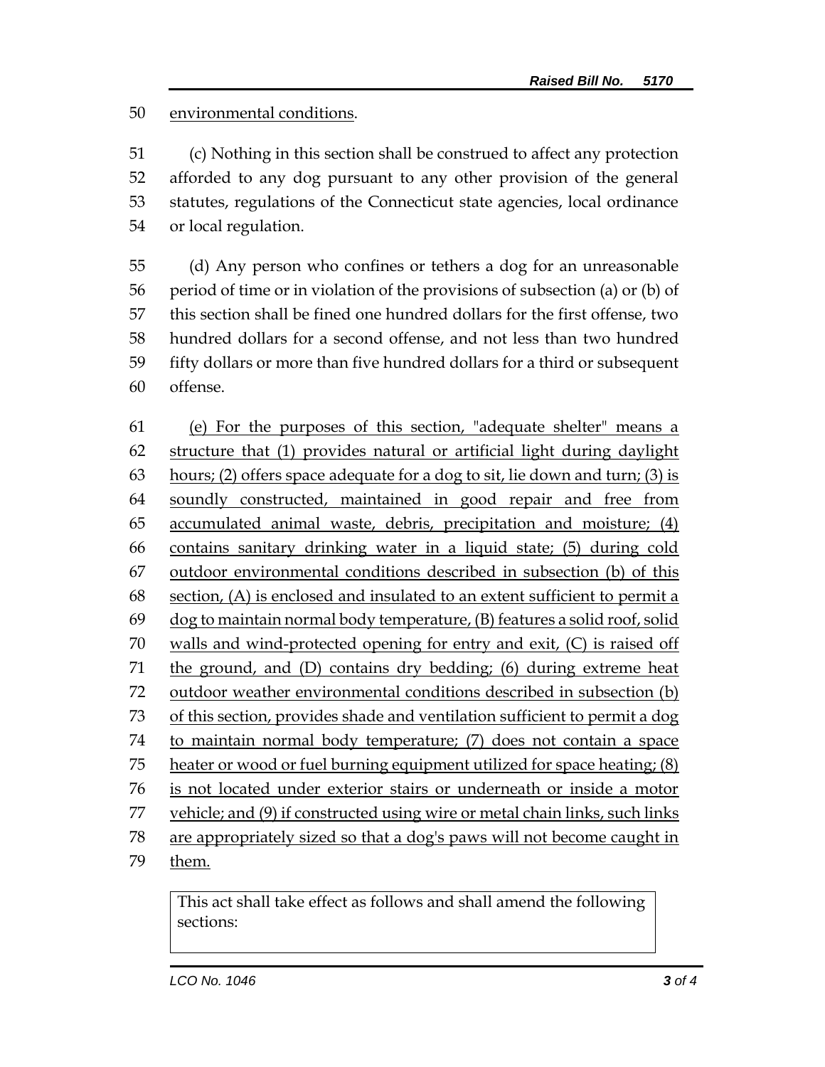environmental conditions.

(c) Nothing in this section shall be construed to affect any protection afforded to any dog pursuant to any other provision of the general statutes, regulations of the Connecticut state agencies, local ordinance or local regulation.

(d) Any person who confines or tethers a dog for an unreasonable period of time or in violation of the provisions of subsection (a) or (b) of this section shall be fined one hundred dollars for the first offense, two hundred dollars for a second offense, and not less than two hundred fifty dollars or more than five hundred dollars for a third or subsequent offense.

(e) For the purposes of this section, "adequate shelter" means a structure that (1) provides natural or artificial light during daylight hours; (2) offers space adequate for a dog to sit, lie down and turn; (3) is soundly constructed, maintained in good repair and free from accumulated animal waste, debris, precipitation and moisture; (4) contains sanitary drinking water in a liquid state; (5) during cold outdoor environmental conditions described in subsection (b) of this section, (A) is enclosed and insulated to an extent sufficient to permit a dog to maintain normal body temperature, (B) features a solid roof, solid walls and wind-protected opening for entry and exit, (C) is raised off the ground, and (D) contains dry bedding; (6) during extreme heat outdoor weather environmental conditions described in subsection (b) of this section, provides shade and ventilation sufficient to permit a dog to maintain normal body temperature; (7) does not contain a space heater or wood or fuel burning equipment utilized for space heating; (8) is not located under exterior stairs or underneath or inside a motor vehicle; and (9) if constructed using wire or metal chain links, such links are appropriately sized so that a dog's paws will not become caught in them.

| This act shall take effect as follows and shall amend the following sections: |
| --- |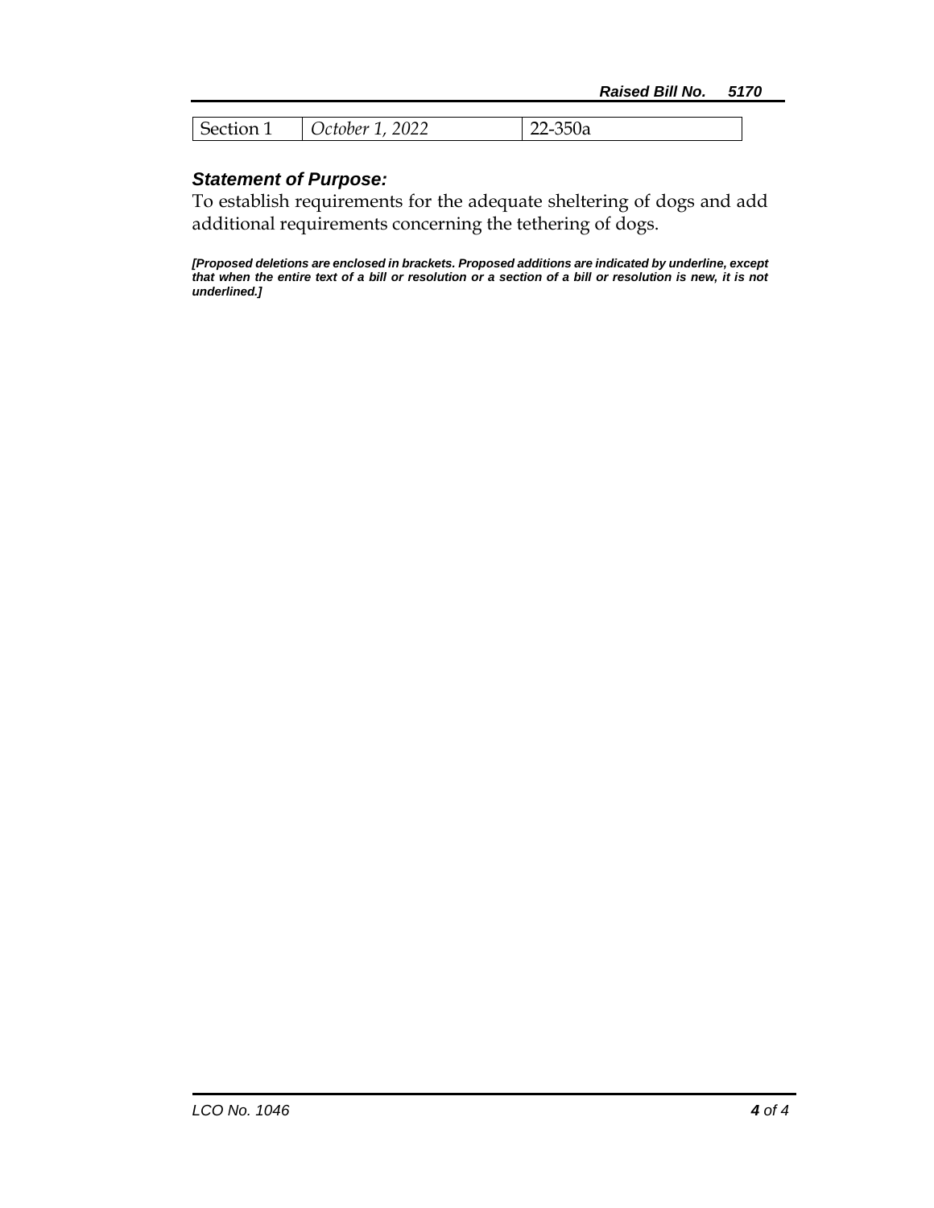| | | |
|---|---|---|
| Section 1 | *October 1, 2022* | 22-350a |

### *Statement of Purpose:*

To establish requirements for the adequate sheltering of dogs and add additional requirements concerning the tethering of dogs.

***[Proposed deletions are enclosed in brackets. Proposed additions are indicated by underline, except that when the entire text of a bill or resolution or a section of a bill or resolution is new, it is not underlined.]***